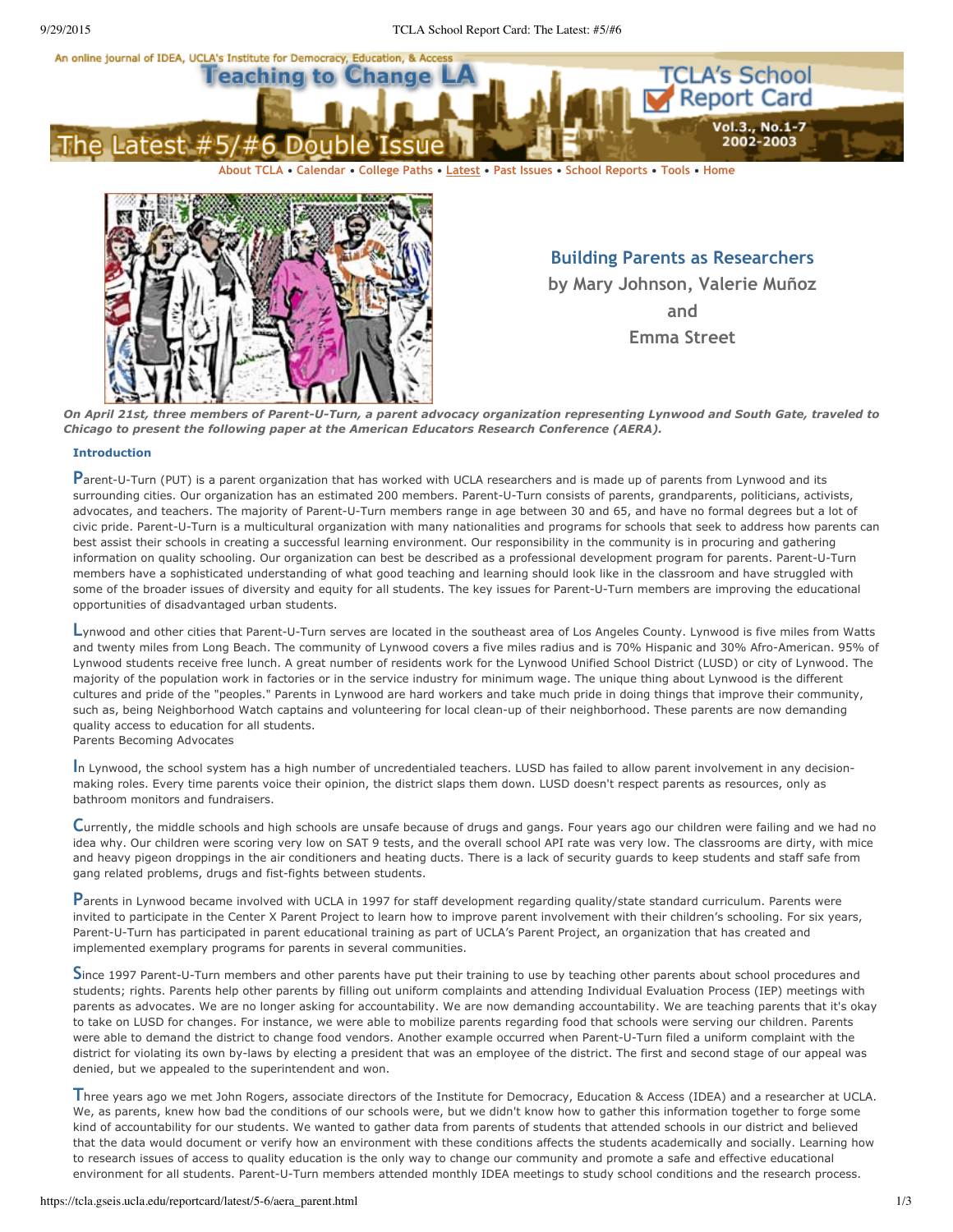About TCLA • Calendar • College Paths • Latest • Past Issues • School Reports • Tools • Home

## Building Parents as Researchers

**by Mary Johnson, Valerie Muñoz and Emma Street**

***On April 21st, three members of Parent-U-Turn, a parent advocacy organization representing Lynwood and South Gate, traveled to Chicago to present the following paper at the American Educators Research Conference (AERA).***

### Introduction

Parent-U-Turn (PUT) is a parent organization that has worked with UCLA researchers and is made up of parents from Lynwood and its surrounding cities. Our organization has an estimated 200 members. Parent-U-Turn consists of parents, grandparents, politicians, activists, advocates, and teachers. The majority of Parent-U-Turn members range in age between 30 and 65, and have no formal degrees but a lot of civic pride. Parent-U-Turn is a multicultural organization with many nationalities and programs for schools that seek to address how parents can best assist their schools in creating a successful learning environment. Our responsibility in the community is in procuring and gathering information on quality schooling. Our organization can best be described as a professional development program for parents. Parent-U-Turn members have a sophisticated understanding of what good teaching and learning should look like in the classroom and have struggled with some of the broader issues of diversity and equity for all students. The key issues for Parent-U-Turn members are improving the educational opportunities of disadvantaged urban students.

Lynwood and other cities that Parent-U-Turn serves are located in the southeast area of Los Angeles County. Lynwood is five miles from Watts and twenty miles from Long Beach. The community of Lynwood covers a five miles radius and is 70% Hispanic and 30% Afro-American. 95% of Lynwood students receive free lunch. A great number of residents work for the Lynwood Unified School District (LUSD) or city of Lynwood. The majority of the population work in factories or in the service industry for minimum wage. The unique thing about Lynwood is the different cultures and pride of the "peoples." Parents in Lynwood are hard workers and take much pride in doing things that improve their community, such as, being Neighborhood Watch captains and volunteering for local clean-up of their neighborhood. These parents are now demanding quality access to education for all students.

Parents Becoming Advocates

In Lynwood, the school system has a high number of uncredentialed teachers. LUSD has failed to allow parent involvement in any decision-making roles. Every time parents voice their opinion, the district slaps them down. LUSD doesn't respect parents as resources, only as bathroom monitors and fundraisers.

Currently, the middle schools and high schools are unsafe because of drugs and gangs. Four years ago our children were failing and we had no idea why. Our children were scoring very low on SAT 9 tests, and the overall school API rate was very low. The classrooms are dirty, with mice and heavy pigeon droppings in the air conditioners and heating ducts. There is a lack of security guards to keep students and staff safe from gang related problems, drugs and fist-fights between students.

Parents in Lynwood became involved with UCLA in 1997 for staff development regarding quality/state standard curriculum. Parents were invited to participate in the Center X Parent Project to learn how to improve parent involvement with their children's schooling. For six years, Parent-U-Turn has participated in parent educational training as part of UCLA's Parent Project, an organization that has created and implemented exemplary programs for parents in several communities.

Since 1997 Parent-U-Turn members and other parents have put their training to use by teaching other parents about school procedures and students; rights. Parents help other parents by filling out uniform complaints and attending Individual Evaluation Process (IEP) meetings with parents as advocates. We are no longer asking for accountability. We are now demanding accountability. We are teaching parents that it's okay to take on LUSD for changes. For instance, we were able to mobilize parents regarding food that schools were serving our children. Parents were able to demand the district to change food vendors. Another example occurred when Parent-U-Turn filed a uniform complaint with the district for violating its own by-laws by electing a president that was an employee of the district. The first and second stage of our appeal was denied, but we appealed to the superintendent and won.

Three years ago we met John Rogers, associate directors of the Institute for Democracy, Education & Access (IDEA) and a researcher at UCLA. We, as parents, knew how bad the conditions of our schools were, but we didn't know how to gather this information together to forge some kind of accountability for our students. We wanted to gather data from parents of students that attended schools in our district and believed that the data would document or verify how an environment with these conditions affects the students academically and socially. Learning how to research issues of access to quality education is the only way to change our community and promote a safe and effective educational environment for all students. Parent-U-Turn members attended monthly IDEA meetings to study school conditions and the research process.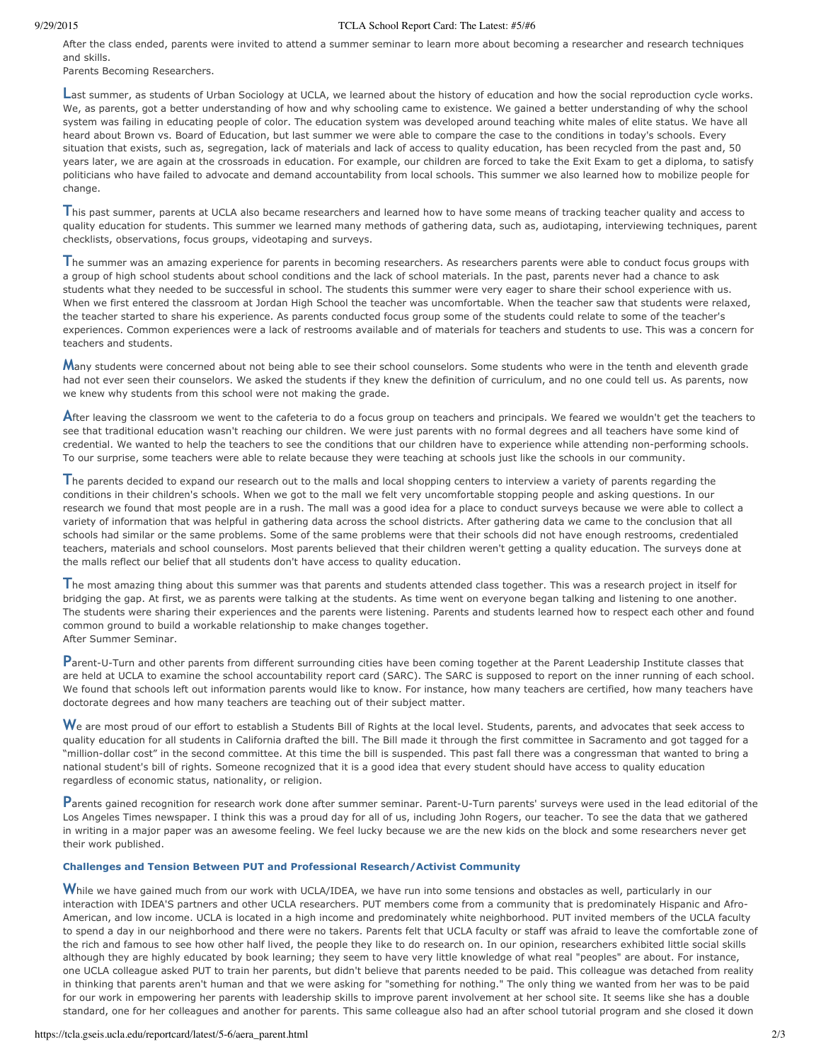After the class ended, parents were invited to attend a summer seminar to learn more about becoming a researcher and research techniques and skills.

Parents Becoming Researchers.

Last summer, as students of Urban Sociology at UCLA, we learned about the history of education and how the social reproduction cycle works. We, as parents, got a better understanding of how and why schooling came to existence. We gained a better understanding of why the school system was failing in educating people of color. The education system was developed around teaching white males of elite status. We have all heard about Brown vs. Board of Education, but last summer we were able to compare the case to the conditions in today's schools. Every situation that exists, such as, segregation, lack of materials and lack of access to quality education, has been recycled from the past and, 50 years later, we are again at the crossroads in education. For example, our children are forced to take the Exit Exam to get a diploma, to satisfy politicians who have failed to advocate and demand accountability from local schools. This summer we also learned how to mobilize people for change.

This past summer, parents at UCLA also became researchers and learned how to have some means of tracking teacher quality and access to quality education for students. This summer we learned many methods of gathering data, such as, audiotaping, interviewing techniques, parent checklists, observations, focus groups, videotaping and surveys.

The summer was an amazing experience for parents in becoming researchers. As researchers parents were able to conduct focus groups with a group of high school students about school conditions and the lack of school materials. In the past, parents never had a chance to ask students what they needed to be successful in school. The students this summer were very eager to share their school experience with us. When we first entered the classroom at Jordan High School the teacher was uncomfortable. When the teacher saw that students were relaxed, the teacher started to share his experience. As parents conducted focus group some of the students could relate to some of the teacher's experiences. Common experiences were a lack of restrooms available and of materials for teachers and students to use. This was a concern for teachers and students.

Many students were concerned about not being able to see their school counselors. Some students who were in the tenth and eleventh grade had not ever seen their counselors. We asked the students if they knew the definition of curriculum, and no one could tell us. As parents, now we knew why students from this school were not making the grade.

After leaving the classroom we went to the cafeteria to do a focus group on teachers and principals. We feared we wouldn't get the teachers to see that traditional education wasn't reaching our children. We were just parents with no formal degrees and all teachers have some kind of credential. We wanted to help the teachers to see the conditions that our children have to experience while attending non-performing schools. To our surprise, some teachers were able to relate because they were teaching at schools just like the schools in our community.

The parents decided to expand our research out to the malls and local shopping centers to interview a variety of parents regarding the conditions in their children's schools. When we got to the mall we felt very uncomfortable stopping people and asking questions. In our research we found that most people are in a rush. The mall was a good idea for a place to conduct surveys because we were able to collect a variety of information that was helpful in gathering data across the school districts. After gathering data we came to the conclusion that all schools had similar or the same problems. Some of the same problems were that their schools did not have enough restrooms, credentialed teachers, materials and school counselors. Most parents believed that their children weren't getting a quality education. The surveys done at the malls reflect our belief that all students don't have access to quality education.

The most amazing thing about this summer was that parents and students attended class together. This was a research project in itself for bridging the gap. At first, we as parents were talking at the students. As time went on everyone began talking and listening to one another. The students were sharing their experiences and the parents were listening. Parents and students learned how to respect each other and found common ground to build a workable relationship to make changes together.

After Summer Seminar.

Parent-U-Turn and other parents from different surrounding cities have been coming together at the Parent Leadership Institute classes that are held at UCLA to examine the school accountability report card (SARC). The SARC is supposed to report on the inner running of each school. We found that schools left out information parents would like to know. For instance, how many teachers are certified, how many teachers have doctorate degrees and how many teachers are teaching out of their subject matter.

We are most proud of our effort to establish a Students Bill of Rights at the local level. Students, parents, and advocates that seek access to quality education for all students in California drafted the bill. The Bill made it through the first committee in Sacramento and got tagged for a "million-dollar cost" in the second committee. At this time the bill is suspended. This past fall there was a congressman that wanted to bring a national student's bill of rights. Someone recognized that it is a good idea that every student should have access to quality education regardless of economic status, nationality, or religion.

Parents gained recognition for research work done after summer seminar. Parent-U-Turn parents' surveys were used in the lead editorial of the Los Angeles Times newspaper. I think this was a proud day for all of us, including John Rogers, our teacher. To see the data that we gathered in writing in a major paper was an awesome feeling. We feel lucky because we are the new kids on the block and some researchers never get their work published.

### Challenges and Tension Between PUT and Professional Research/Activist Community

While we have gained much from our work with UCLA/IDEA, we have run into some tensions and obstacles as well, particularly in our interaction with IDEA'S partners and other UCLA researchers. PUT members come from a community that is predominately Hispanic and Afro-American, and low income. UCLA is located in a high income and predominately white neighborhood. PUT invited members of the UCLA faculty to spend a day in our neighborhood and there were no takers. Parents felt that UCLA faculty or staff was afraid to leave the comfortable zone of the rich and famous to see how other half lived, the people they like to do research on. In our opinion, researchers exhibited little social skills although they are highly educated by book learning; they seem to have very little knowledge of what real "peoples" are about. For instance, one UCLA colleague asked PUT to train her parents, but didn't believe that parents needed to be paid. This colleague was detached from reality in thinking that parents aren't human and that we were asking for "something for nothing." The only thing we wanted from her was to be paid for our work in empowering her parents with leadership skills to improve parent involvement at her school site. It seems like she has a double standard, one for her colleagues and another for parents. This same colleague also had an after school tutorial program and she closed it down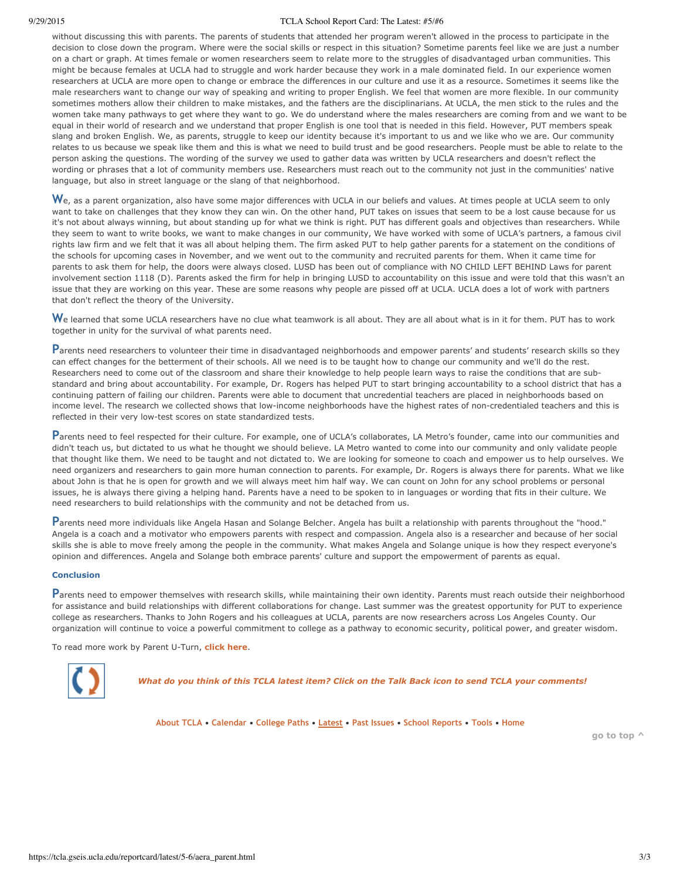without discussing this with parents. The parents of students that attended her program weren't allowed in the process to participate in the decision to close down the program. Where were the social skills or respect in this situation? Sometime parents feel like we are just a number on a chart or graph. At times female or women researchers seem to relate more to the struggles of disadvantaged urban communities. This might be because females at UCLA had to struggle and work harder because they work in a male dominated field. In our experience women researchers at UCLA are more open to change or embrace the differences in our culture and use it as a resource. Sometimes it seems like the male researchers want to change our way of speaking and writing to proper English. We feel that women are more flexible. In our community sometimes mothers allow their children to make mistakes, and the fathers are the disciplinarians. At UCLA, the men stick to the rules and the women take many pathways to get where they want to go. We do understand where the males researchers are coming from and we want to be equal in their world of research and we understand that proper English is one tool that is needed in this field. However, PUT members speak slang and broken English. We, as parents, struggle to keep our identity because it's important to us and we like who we are. Our community relates to us because we speak like them and this is what we need to build trust and be good researchers. People must be able to relate to the person asking the questions. The wording of the survey we used to gather data was written by UCLA researchers and doesn't reflect the wording or phrases that a lot of community members use. Researchers must reach out to the community not just in the communities' native language, but also in street language or the slang of that neighborhood.

We, as a parent organization, also have some major differences with UCLA in our beliefs and values. At times people at UCLA seem to only want to take on challenges that they know they can win. On the other hand, PUT takes on issues that seem to be a lost cause because for us it's not about always winning, but about standing up for what we think is right. PUT has different goals and objectives than researchers. While they seem to want to write books, we want to make changes in our community, We have worked with some of UCLA's partners, a famous civil rights law firm and we felt that it was all about helping them. The firm asked PUT to help gather parents for a statement on the conditions of the schools for upcoming cases in November, and we went out to the community and recruited parents for them. When it came time for parents to ask them for help, the doors were always closed. LUSD has been out of compliance with NO CHILD LEFT BEHIND Laws for parent involvement section 1118 (D). Parents asked the firm for help in bringing LUSD to accountability on this issue and were told that this wasn't an issue that they are working on this year. These are some reasons why people are pissed off at UCLA. UCLA does a lot of work with partners that don't reflect the theory of the University.

We learned that some UCLA researchers have no clue what teamwork is all about. They are all about what is in it for them. PUT has to work together in unity for the survival of what parents need.

Parents need researchers to volunteer their time in disadvantaged neighborhoods and empower parents' and students' research skills so they can effect changes for the betterment of their schools. All we need is to be taught how to change our community and we'll do the rest. Researchers need to come out of the classroom and share their knowledge to help people learn ways to raise the conditions that are sub-standard and bring about accountability. For example, Dr. Rogers has helped PUT to start bringing accountability to a school district that has a continuing pattern of failing our children. Parents were able to document that uncredential teachers are placed in neighborhoods based on income level. The research we collected shows that low-income neighborhoods have the highest rates of non-credentialed teachers and this is reflected in their very low-test scores on state standardized tests.

Parents need to feel respected for their culture. For example, one of UCLA's collaborates, LA Metro's founder, came into our communities and didn't teach us, but dictated to us what he thought we should believe. LA Metro wanted to come into our community and only validate people that thought like them. We need to be taught and not dictated to. We are looking for someone to coach and empower us to help ourselves. We need organizers and researchers to gain more human connection to parents. For example, Dr. Rogers is always there for parents. What we like about John is that he is open for growth and we will always meet him half way. We can count on John for any school problems or personal issues, he is always there giving a helping hand. Parents have a need to be spoken to in languages or wording that fits in their culture. We need researchers to build relationships with the community and not be detached from us.

Parents need more individuals like Angela Hasan and Solange Belcher. Angela has built a relationship with parents throughout the "hood." Angela is a coach and a motivator who empowers parents with respect and compassion. Angela also is a researcher and because of her social skills she is able to move freely among the people in the community. What makes Angela and Solange unique is how they respect everyone's opinion and differences. Angela and Solange both embrace parents' culture and support the empowerment of parents as equal.

### Conclusion

Parents need to empower themselves with research skills, while maintaining their own identity. Parents must reach outside their neighborhood for assistance and build relationships with different collaborations for change. Last summer was the greatest opportunity for PUT to experience college as researchers. Thanks to John Rogers and his colleagues at UCLA, parents are now researchers across Los Angeles County. Our organization will continue to voice a powerful commitment to college as a pathway to economic security, political power, and greater wisdom.

To read more work by Parent U-Turn, **click here**.

***What do you think of this TCLA latest item? Click on the Talk Back icon to send TCLA your comments!***

About TCLA • Calendar • College Paths • Latest • Past Issues • School Reports • Tools • Home

go to top ^